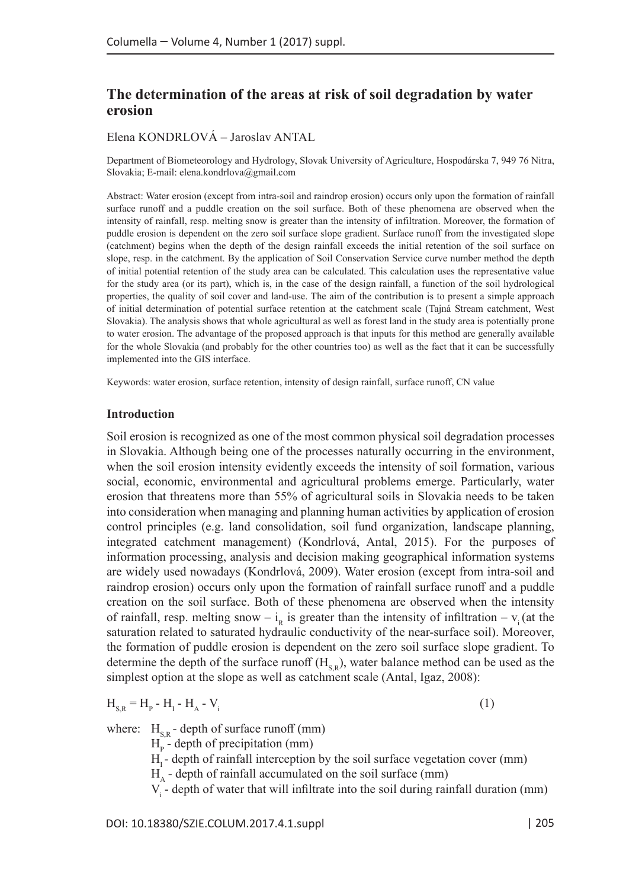# The determination of the areas at risk of soil degradation by water erosion

Elena KONDRLOVÁ – Jaroslav ANTAL

Department of Biometeorology and Hydrology, Slovak University of Agriculture, Hospodárska 7, 949 76 Nitra, Slovakia; E-mail: elena.kondrlova@gmail.com

Abstract: Water erosion (except from intra-soil and raindrop erosion) occurs only upon the formation of rainfall surface runoff and a puddle creation on the soil surface. Both of these phenomena are observed when the intensity of rainfall, resp. melting snow is greater than the intensity of infiltration. Moreover, the formation of puddle erosion is dependent on the zero soil surface slope gradient. Surface runoff from the investigated slope (catchment) begins when the depth of the design rainfall exceeds the initial retention of the soil surface on slope, resp. in the catchment. By the application of Soil Conservation Service curve number method the depth of initial potential retention of the study area can be calculated. This calculation uses the representative value for the study area (or its part), which is, in the case of the design rainfall, a function of the soil hydrological properties, the quality of soil cover and land-use. The aim of the contribution is to present a simple approach of initial determination of potential surface retention at the catchment scale (Tajná Stream catchment, West Slovakia). The analysis shows that whole agricultural as well as forest land in the study area is potentially prone to water erosion. The advantage of the proposed approach is that inputs for this method are generally available for the whole Slovakia (and probably for the other countries too) as well as the fact that it can be successfully implemented into the GIS interface.

Keywords: water erosion, surface retention, intensity of design rainfall, surface runoff, CN value

## Introduction

Soil erosion is recognized as one of the most common physical soil degradation processes in Slovakia. Although being one of the processes naturally occurring in the environment, when the soil erosion intensity evidently exceeds the intensity of soil formation, various social, economic, environmental and agricultural problems emerge. Particularly, water erosion that threatens more than 55% of agricultural soils in Slovakia needs to be taken into consideration when managing and planning human activities by application of erosion control principles (e.g. land consolidation, soil fund organization, landscape planning, integrated catchment management) (Kondrlová, Antal, 2015). For the purposes of information processing, analysis and decision making geographical information systems are widely used nowadays (Kondrlová, 2009). Water erosion (except from intra-soil and raindrop erosion) occurs only upon the formation of rainfall surface runoff and a puddle creation on the soil surface. Both of these phenomena are observed when the intensity of rainfall, resp. melting snow – $i_R$ is greater than the intensity of infiltration – $v_i$ (at the saturation related to saturated hydraulic conductivity of the near-surface soil). Moreover, the formation of puddle erosion is dependent on the zero soil surface slope gradient. To determine the depth of the surface runoff ($H_{S,R}$), water balance method can be used as the simplest option at the slope as well as catchment scale (Antal, Igaz, 2008):

$$H_{S,R} = H_P - H_I - H_A - V_i \qquad (1)$$

where:
- $H_{S,R}$ - depth of surface runoff (mm)
- $H_P$ - depth of precipitation (mm)
- $H_I$ - depth of rainfall interception by the soil surface vegetation cover (mm)
- $H_A$ - depth of rainfall accumulated on the soil surface (mm)
- $V_i$ - depth of water that will infiltrate into the soil during rainfall duration (mm)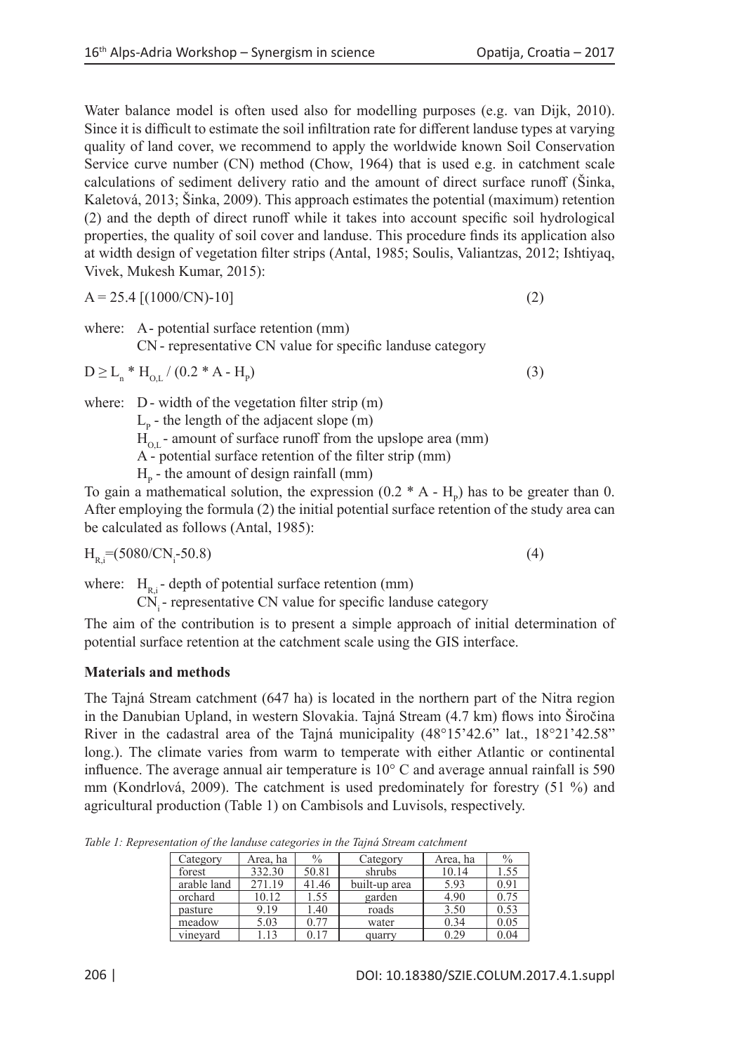Water balance model is often used also for modelling purposes (e.g. van Dijk, 2010). Since it is difficult to estimate the soil infiltration rate for different landuse types at varying quality of land cover, we recommend to apply the worldwide known Soil Conservation Service curve number (CN) method (Chow, 1964) that is used e.g. in catchment scale calculations of sediment delivery ratio and the amount of direct surface runoff (Šinka, Kaletová, 2013; Šinka, 2009). This approach estimates the potential (maximum) retention (2) and the depth of direct runoff while it takes into account specific soil hydrological properties, the quality of soil cover and landuse. This procedure finds its application also at width design of vegetation filter strips (Antal, 1985; Soulis, Valiantzas, 2012; Ishtiyaq, Vivek, Mukesh Kumar, 2015):

$$A = 25.4\,[(1000/CN)-10] \tag{2}$$

where: A - potential surface retention (mm)
CN - representative CN value for specific landuse category

$$D \geq L_n * H_{O,L} / (0.2 * A - H_p) \tag{3}$$

where: D - width of the vegetation filter strip (m)
$L_p$ - the length of the adjacent slope (m)
$H_{O,L}$ - amount of surface runoff from the upslope area (mm)
A - potential surface retention of the filter strip (mm)
$H_p$ - the amount of design rainfall (mm)

To gain a mathematical solution, the expression $(0.2 * A - H_p)$ has to be greater than 0. After employing the formula (2) the initial potential surface retention of the study area can be calculated as follows (Antal, 1985):

$$H_{R,i}=(5080/CN_i-50.8) \tag{4}$$

where: $H_{R,i}$ - depth of potential surface retention (mm)
$CN_i$ - representative CN value for specific landuse category

The aim of the contribution is to present a simple approach of initial determination of potential surface retention at the catchment scale using the GIS interface.

## Materials and methods

The Tajná Stream catchment (647 ha) is located in the northern part of the Nitra region in the Danubian Upland, in western Slovakia. Tajná Stream (4.7 km) flows into Širočina River in the cadastral area of the Tajná municipality (48°15'42.6" lat., 18°21'42.58" long.). The climate varies from warm to temperate with either Atlantic or continental influence. The average annual air temperature is 10° C and average annual rainfall is 590 mm (Kondrlová, 2009). The catchment is used predominately for forestry (51 %) and agricultural production (Table 1) on Cambisols and Luvisols, respectively.

*Table 1: Representation of the landuse categories in the Tajná Stream catchment*

| Category | Area, ha | % | Category | Area, ha | % |
|---|---|---|---|---|---|
| forest | 332.30 | 50.81 | shrubs | 10.14 | 1.55 |
| arable land | 271.19 | 41.46 | built-up area | 5.93 | 0.91 |
| orchard | 10.12 | 1.55 | garden | 4.90 | 0.75 |
| pasture | 9.19 | 1.40 | roads | 3.50 | 0.53 |
| meadow | 5.03 | 0.77 | water | 0.34 | 0.05 |
| vineyard | 1.13 | 0.17 | quarry | 0.29 | 0.04 |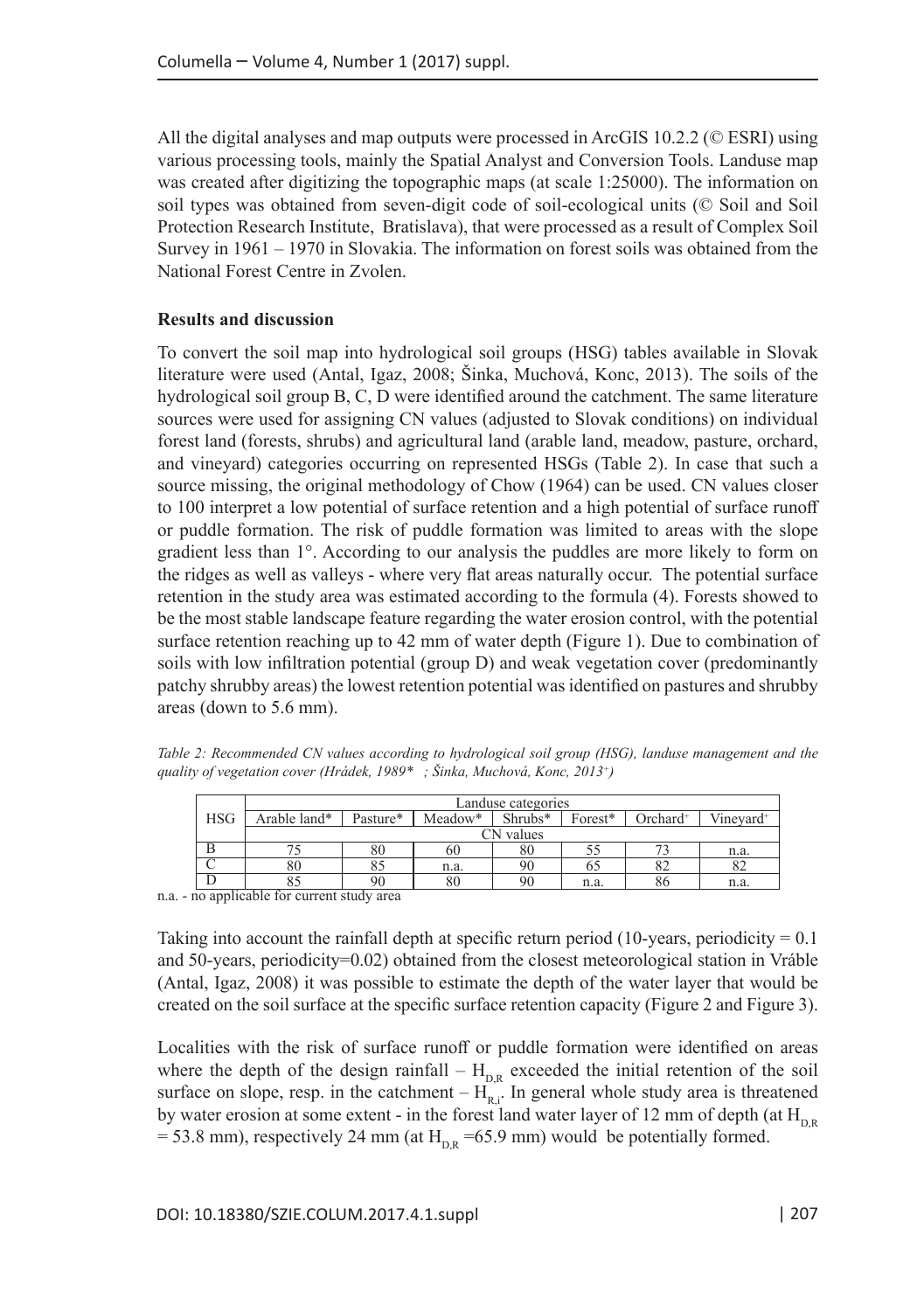All the digital analyses and map outputs were processed in ArcGIS 10.2.2 (© ESRI) using various processing tools, mainly the Spatial Analyst and Conversion Tools. Landuse map was created after digitizing the topographic maps (at scale 1:25000). The information on soil types was obtained from seven-digit code of soil-ecological units (© Soil and Soil Protection Research Institute, Bratislava), that were processed as a result of Complex Soil Survey in 1961 – 1970 in Slovakia. The information on forest soils was obtained from the National Forest Centre in Zvolen.

**Results and discussion**

To convert the soil map into hydrological soil groups (HSG) tables available in Slovak literature were used (Antal, Igaz, 2008; Šinka, Muchová, Konc, 2013). The soils of the hydrological soil group B, C, D were identified around the catchment. The same literature sources were used for assigning CN values (adjusted to Slovak conditions) on individual forest land (forests, shrubs) and agricultural land (arable land, meadow, pasture, orchard, and vineyard) categories occurring on represented HSGs (Table 2). In case that such a source missing, the original methodology of Chow (1964) can be used. CN values closer to 100 interpret a low potential of surface retention and a high potential of surface runoff or puddle formation. The risk of puddle formation was limited to areas with the slope gradient less than 1°. According to our analysis the puddles are more likely to form on the ridges as well as valleys - where very flat areas naturally occur. The potential surface retention in the study area was estimated according to the formula (4). Forests showed to be the most stable landscape feature regarding the water erosion control, with the potential surface retention reaching up to 42 mm of water depth (Figure 1). Due to combination of soils with low infiltration potential (group D) and weak vegetation cover (predominantly patchy shrubby areas) the lowest retention potential was identified on pastures and shrubby areas (down to 5.6 mm).

*Table 2: Recommended CN values according to hydrological soil group (HSG), landuse management and the quality of vegetation cover (Hrádek, 1989\* ; Šinka, Muchová, Konc, 2013⁺)*

| HSG | Landuse categories | | | | | | |
|---|---|---|---|---|---|---|---|
| | Arable land* | Pasture* | Meadow* | Shrubs* | Forest* | Orchard⁺ | Vineyard⁺ |
| | CN values | | | | | | |
| B | 75 | 80 | 60 | 80 | 55 | 73 | n.a. |
| C | 80 | 85 | n.a. | 90 | 65 | 82 | 82 |
| D | 85 | 90 | 80 | 90 | n.a. | 86 | n.a. |

n.a. - no applicable for current study area

Taking into account the rainfall depth at specific return period (10-years, periodicity = 0.1 and 50-years, periodicity=0.02) obtained from the closest meteorological station in Vráble (Antal, Igaz, 2008) it was possible to estimate the depth of the water layer that would be created on the soil surface at the specific surface retention capacity (Figure 2 and Figure 3).

Localities with the risk of surface runoff or puddle formation were identified on areas where the depth of the design rainfall – $H_{D,R}$ exceeded the initial retention of the soil surface on slope, resp. in the catchment – $H_{R,i}$. In general whole study area is threatened by water erosion at some extent - in the forest land water layer of 12 mm of depth (at $H_{D,R}$ = 53.8 mm), respectively 24 mm (at $H_{D,R}$ =65.9 mm) would be potentially formed.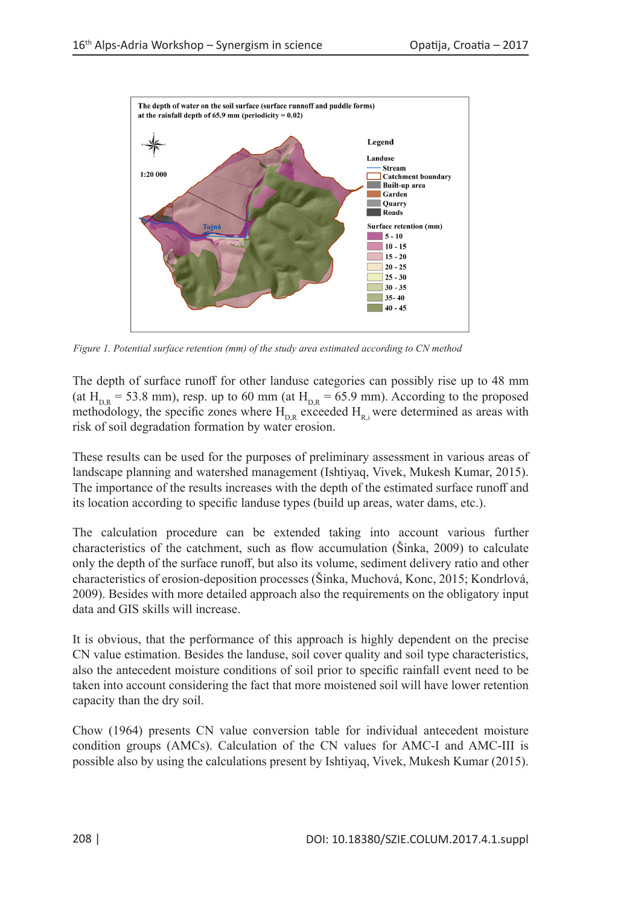*Figure 1. Potential surface retention (mm) of the study area estimated according to CN method*

The depth of surface runoff for other landuse categories can possibly rise up to 48 mm (at $H_{D,R}$ = 53.8 mm), resp. up to 60 mm (at $H_{D,R}$ = 65.9 mm). According to the proposed methodology, the specific zones where $H_{D,R}$ exceeded $H_{R,i}$ were determined as areas with risk of soil degradation formation by water erosion.

These results can be used for the purposes of preliminary assessment in various areas of landscape planning and watershed management (Ishtiyaq, Vivek, Mukesh Kumar, 2015). The importance of the results increases with the depth of the estimated surface runoff and its location according to specific landuse types (build up areas, water dams, etc.).

The calculation procedure can be extended taking into account various further characteristics of the catchment, such as flow accumulation (Šinka, 2009) to calculate only the depth of the surface runoff, but also its volume, sediment delivery ratio and other characteristics of erosion-deposition processes (Šinka, Muchová, Konc, 2015; Kondrlová, 2009). Besides with more detailed approach also the requirements on the obligatory input data and GIS skills will increase.

It is obvious, that the performance of this approach is highly dependent on the precise CN value estimation. Besides the landuse, soil cover quality and soil type characteristics, also the antecedent moisture conditions of soil prior to specific rainfall event need to be taken into account considering the fact that more moistened soil will have lower retention capacity than the dry soil.

Chow (1964) presents CN value conversion table for individual antecedent moisture condition groups (AMCs). Calculation of the CN values for AMC-I and AMC-III is possible also by using the calculations present by Ishtiyaq, Vivek, Mukesh Kumar (2015).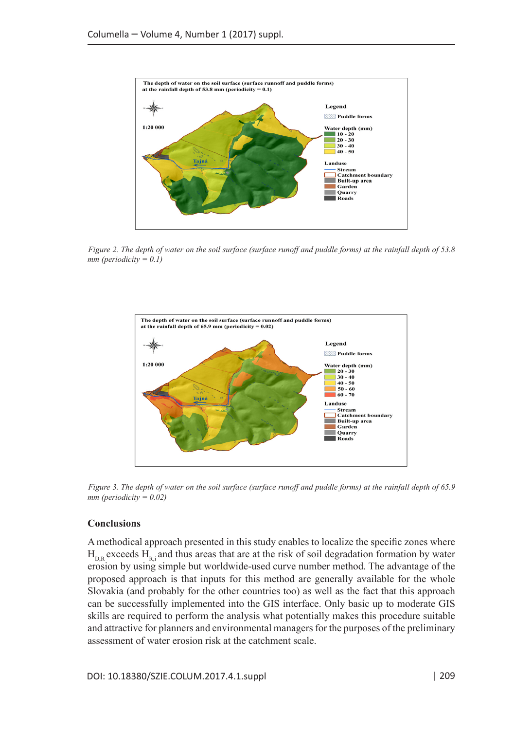*Figure 2. The depth of water on the soil surface (surface runoff and puddle forms) at the rainfall depth of 53.8 mm (periodicity = 0.1)*

*Figure 3. The depth of water on the soil surface (surface runoff and puddle forms) at the rainfall depth of 65.9 mm (periodicity = 0.02)*

## Conclusions

A methodical approach presented in this study enables to localize the specific zones where $H_{D,R}$ exceeds $H_{R,i}$ and thus areas that are at the risk of soil degradation formation by water erosion by using simple but worldwide-used curve number method. The advantage of the proposed approach is that inputs for this method are generally available for the whole Slovakia (and probably for the other countries too) as well as the fact that this approach can be successfully implemented into the GIS interface. Only basic up to moderate GIS skills are required to perform the analysis what potentially makes this procedure suitable and attractive for planners and environmental managers for the purposes of the preliminary assessment of water erosion risk at the catchment scale.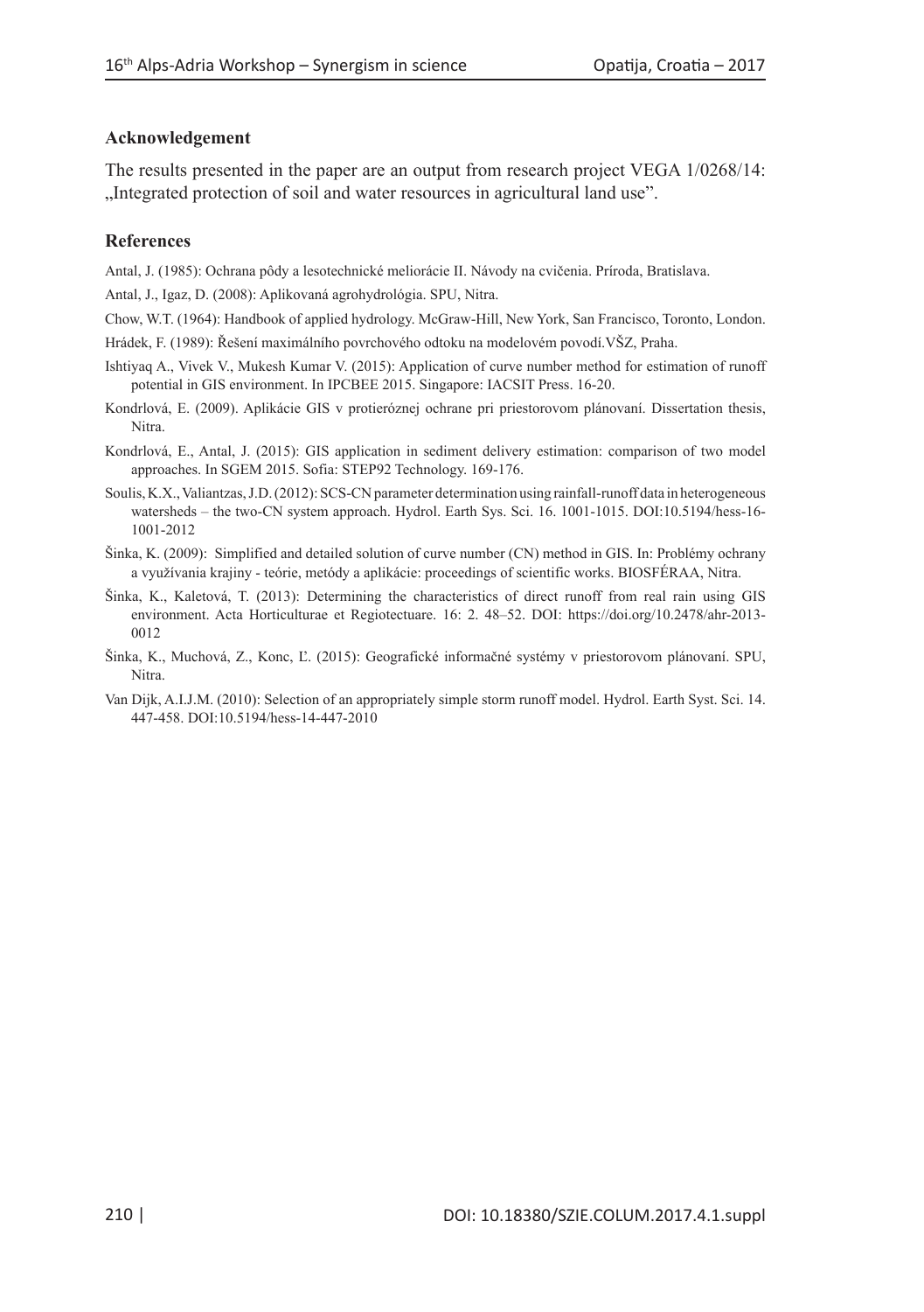## Acknowledgement

The results presented in the paper are an output from research project VEGA 1/0268/14: „Integrated protection of soil and water resources in agricultural land use".

## References

Antal, J. (1985): Ochrana pôdy a lesotechnické meliorácie II. Návody na cvičenia. Príroda, Bratislava.

Antal, J., Igaz, D. (2008): Aplikovaná agrohydrológia. SPU, Nitra.

Chow, W.T. (1964): Handbook of applied hydrology. McGraw-Hill, New York, San Francisco, Toronto, London.

Hrádek, F. (1989): Řešení maximálního povrchového odtoku na modelovém povodí.VŠZ, Praha.

Ishtiyaq A., Vivek V., Mukesh Kumar V. (2015): Application of curve number method for estimation of runoff potential in GIS environment. In IPCBEE 2015. Singapore: IACSIT Press. 16-20.

Kondrlová, E. (2009). Aplikácie GIS v protieróznej ochrane pri priestorovom plánovaní. Dissertation thesis, Nitra.

Kondrlová, E., Antal, J. (2015): GIS application in sediment delivery estimation: comparison of two model approaches. In SGEM 2015. Sofia: STEP92 Technology. 169-176.

Soulis, K.X., Valiantzas, J.D. (2012): SCS-CN parameter determination using rainfall-runoff data in heterogeneous watersheds – the two-CN system approach. Hydrol. Earth Sys. Sci. 16. 1001-1015. DOI:10.5194/hess-16-1001-2012

Šinka, K. (2009): Simplified and detailed solution of curve number (CN) method in GIS. In: Problémy ochrany a využívania krajiny - teórie, metódy a aplikácie: proceedings of scientific works. BIOSFÉRAA, Nitra.

Šinka, K., Kaletová, T. (2013): Determining the characteristics of direct runoff from real rain using GIS environment. Acta Horticulturae et Regiotectuare. 16: 2. 48–52. DOI: https://doi.org/10.2478/ahr-2013-0012

Šinka, K., Muchová, Z., Konc, Ľ. (2015): Geografické informačné systémy v priestorovom plánovaní. SPU, Nitra.

Van Dijk, A.I.J.M. (2010): Selection of an appropriately simple storm runoff model. Hydrol. Earth Syst. Sci. 14. 447-458. DOI:10.5194/hess-14-447-2010